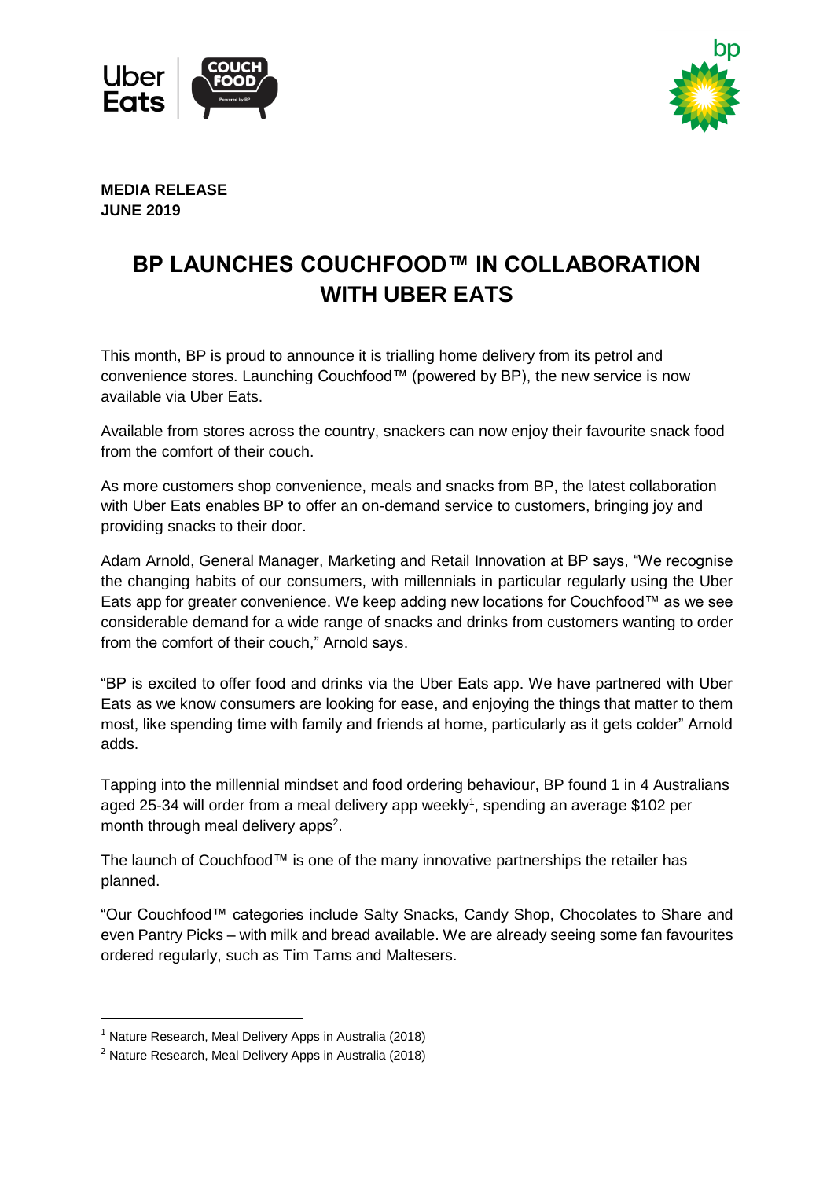**MEDIA RELEASE**
**JUNE 2019**

# BP LAUNCHES COUCHFOOD™ IN COLLABORATION WITH UBER EATS

This month, BP is proud to announce it is trialling home delivery from its petrol and convenience stores. Launching Couchfood™ (powered by BP), the new service is now available via Uber Eats.

Available from stores across the country, snackers can now enjoy their favourite snack food from the comfort of their couch.

As more customers shop convenience, meals and snacks from BP, the latest collaboration with Uber Eats enables BP to offer an on-demand service to customers, bringing joy and providing snacks to their door.

Adam Arnold, General Manager, Marketing and Retail Innovation at BP says, "We recognise the changing habits of our consumers, with millennials in particular regularly using the Uber Eats app for greater convenience. We keep adding new locations for Couchfood™ as we see considerable demand for a wide range of snacks and drinks from customers wanting to order from the comfort of their couch," Arnold says.

"BP is excited to offer food and drinks via the Uber Eats app. We have partnered with Uber Eats as we know consumers are looking for ease, and enjoying the things that matter to them most, like spending time with family and friends at home, particularly as it gets colder" Arnold adds.

Tapping into the millennial mindset and food ordering behaviour, BP found 1 in 4 Australians aged 25-34 will order from a meal delivery app weekly[1], spending an average $102 per month through meal delivery apps[2].

The launch of Couchfood™ is one of the many innovative partnerships the retailer has planned.

"Our Couchfood™ categories include Salty Snacks, Candy Shop, Chocolates to Share and even Pantry Picks – with milk and bread available. We are already seeing some fan favourites ordered regularly, such as Tim Tams and Maltesers.

---

[1] Nature Research, Meal Delivery Apps in Australia (2018)

[2] Nature Research, Meal Delivery Apps in Australia (2018)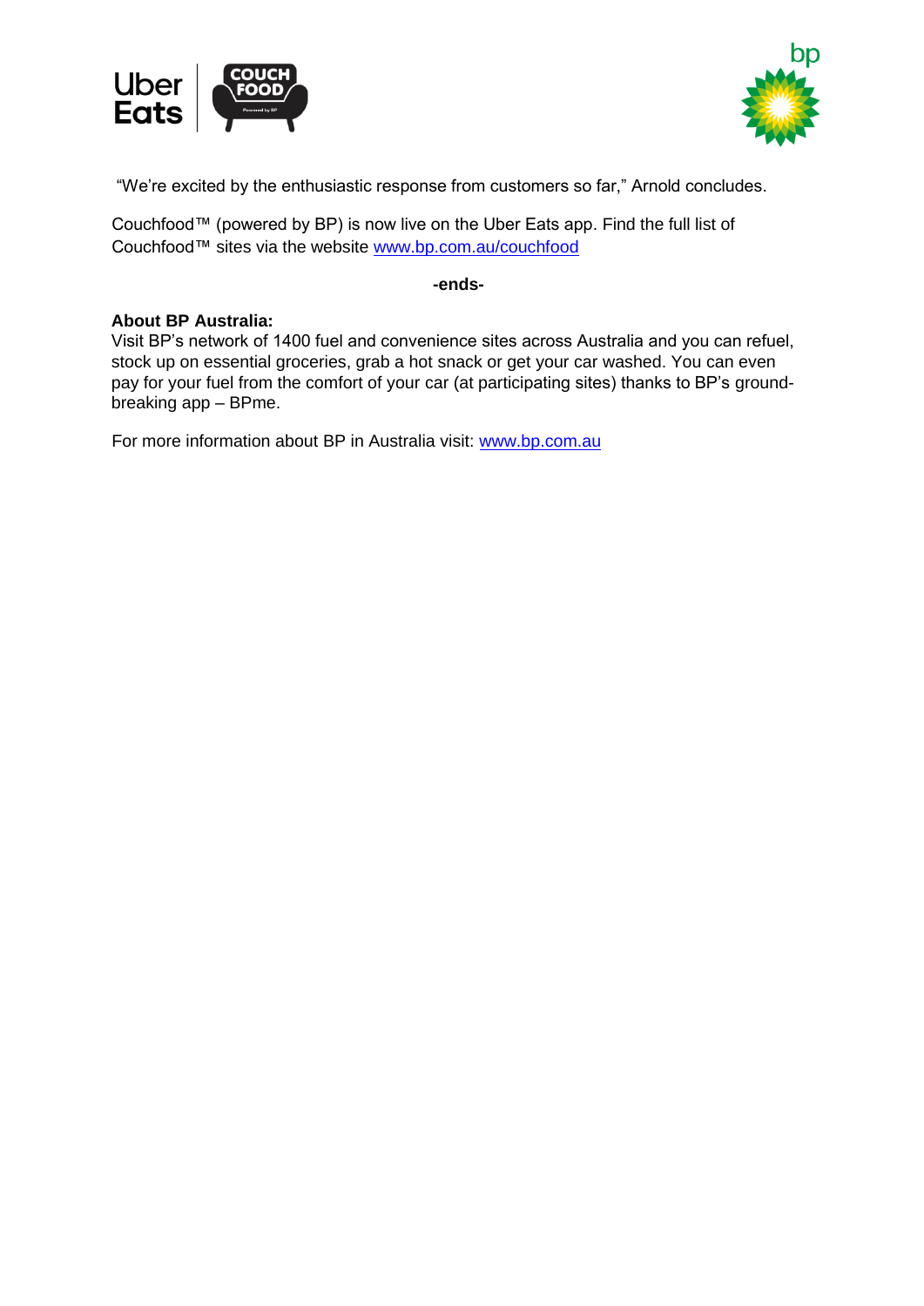"We're excited by the enthusiastic response from customers so far," Arnold concludes.

Couchfood™ (powered by BP) is now live on the Uber Eats app. Find the full list of Couchfood™ sites via the website www.bp.com.au/couchfood

**-ends-**

**About BP Australia:**
Visit BP's network of 1400 fuel and convenience sites across Australia and you can refuel, stock up on essential groceries, grab a hot snack or get your car washed. You can even pay for your fuel from the comfort of your car (at participating sites) thanks to BP's ground-breaking app – BPme.

For more information about BP in Australia visit: www.bp.com.au